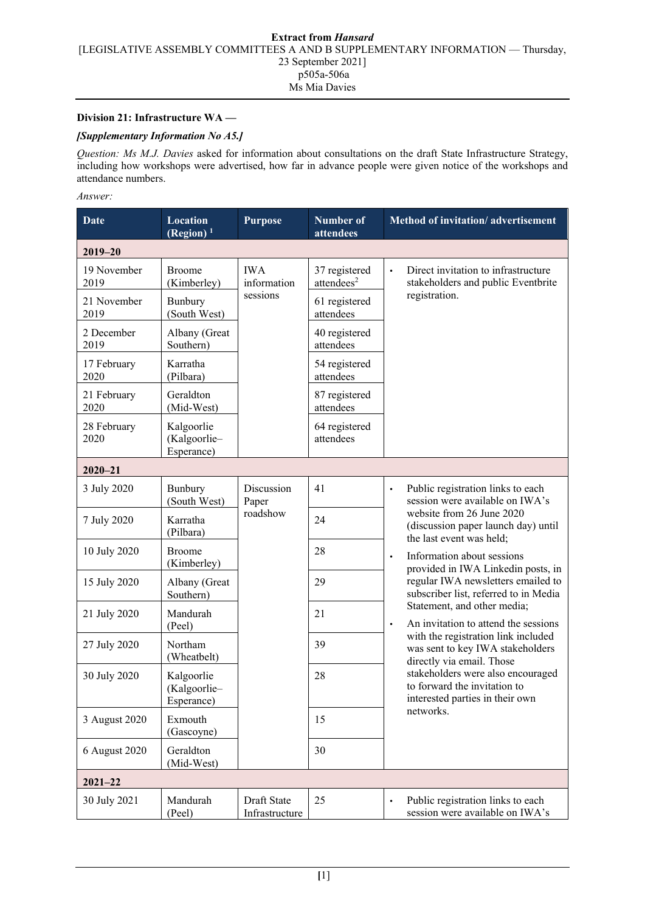**Extract from *Hansard***
[LEGISLATIVE ASSEMBLY COMMITTEES A AND B SUPPLEMENTARY INFORMATION — Thursday, 23 September 2021]
p505a-506a
Ms Mia Davies

**Division 21: Infrastructure WA —**

***[Supplementary Information No A5.]***

*Question: Ms M.J. Davies* asked for information about consultations on the draft State Infrastructure Strategy, including how workshops were advertised, how far in advance people were given notice of the workshops and attendance numbers.

*Answer:*

| Date | Location (Region) [1] | Purpose | Number of attendees | Method of invitation/ advertisement |
|---|---|---|---|---|
| **2019–20** | | | | |
| 19 November 2019 | Broome (Kimberley) | IWA information sessions | 37 registered attendees[2] | • Direct invitation to infrastructure stakeholders and public Eventbrite registration. |
| 21 November 2019 | Bunbury (South West) | | 61 registered attendees | |
| 2 December 2019 | Albany (Great Southern) | | 40 registered attendees | |
| 17 February 2020 | Karratha (Pilbara) | | 54 registered attendees | |
| 21 February 2020 | Geraldton (Mid-West) | | 87 registered attendees | |
| 28 February 2020 | Kalgoorlie (Kalgoorlie–Esperance) | | 64 registered attendees | |
| **2020–21** | | | | |
| 3 July 2020 | Bunbury (South West) | Discussion Paper roadshow | 41 | • Public registration links to each session were available on IWA's website from 26 June 2020 (discussion paper launch day) until the last event was held;<br>• Information about sessions provided in IWA Linkedin posts, in regular IWA newsletters emailed to subscriber list, referred to in Media Statement, and other media;<br>• An invitation to attend the sessions with the registration link included was sent to key IWA stakeholders directly via email. Those stakeholders were also encouraged to forward the invitation to interested parties in their own networks. |
| 7 July 2020 | Karratha (Pilbara) | | 24 | |
| 10 July 2020 | Broome (Kimberley) | | 28 | |
| 15 July 2020 | Albany (Great Southern) | | 29 | |
| 21 July 2020 | Mandurah (Peel) | | 21 | |
| 27 July 2020 | Northam (Wheatbelt) | | 39 | |
| 30 July 2020 | Kalgoorlie (Kalgoorlie–Esperance) | | 28 | |
| 3 August 2020 | Exmouth (Gascoyne) | | 15 | |
| 6 August 2020 | Geraldton (Mid-West) | | 30 | |
| **2021–22** | | | | |
| 30 July 2021 | Mandurah (Peel) | Draft State Infrastructure | 25 | • Public registration links to each session were available on IWA's |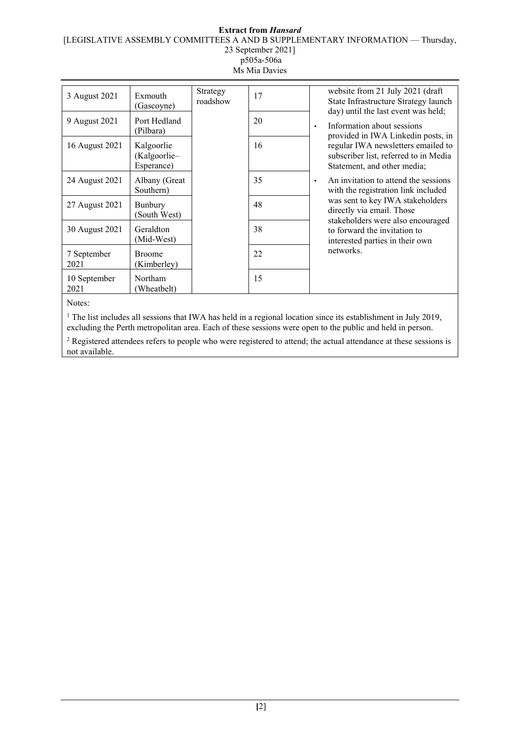| | | | | |
|---|---|---|---|---|
| 3 August 2021 | Exmouth (Gascoyne) | Strategy roadshow | 17 | website from 21 July 2021 (draft State Infrastructure Strategy launch day) until the last event was held;<br>• Information about sessions provided in IWA Linkedin posts, in regular IWA newsletters emailed to subscriber list, referred to in Media Statement, and other media;<br>• An invitation to attend the sessions with the registration link included was sent to key IWA stakeholders directly via email. Those stakeholders were also encouraged to forward the invitation to interested parties in their own networks. |
| 9 August 2021 | Port Hedland (Pilbara) | | 20 | |
| 16 August 2021 | Kalgoorlie (Kalgoorlie–Esperance) | | 16 | |
| 24 August 2021 | Albany (Great Southern) | | 35 | |
| 27 August 2021 | Bunbury (South West) | | 48 | |
| 30 August 2021 | Geraldton (Mid-West) | | 38 | |
| 7 September 2021 | Broome (Kimberley) | | 22 | |
| 10 September 2021 | Northam (Wheatbelt) | | 15 | |

Notes:

[1] The list includes all sessions that IWA has held in a regional location since its establishment in July 2019, excluding the Perth metropolitan area. Each of these sessions were open to the public and held in person.

[2] Registered attendees refers to people who were registered to attend; the actual attendance at these sessions is not available.